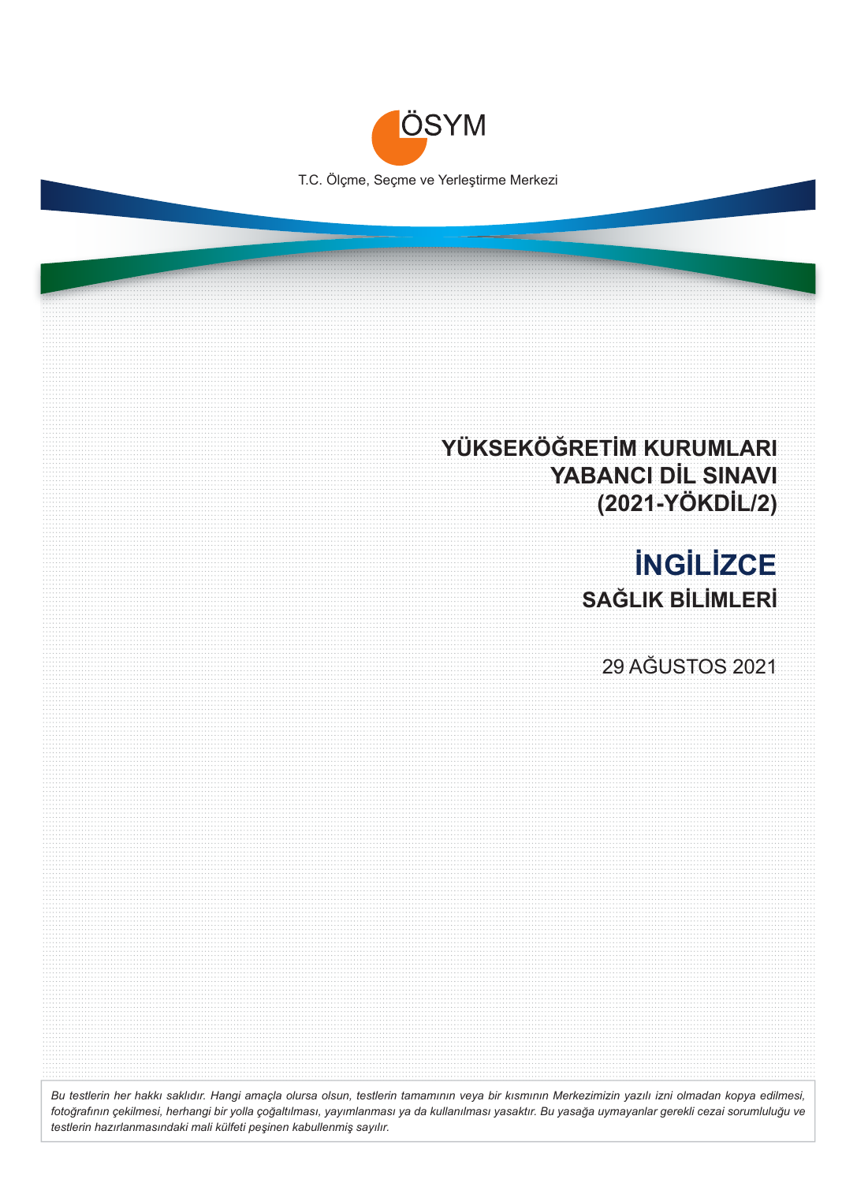ÖSYM

T.C. Ölçme, Seçme ve Yerleştirme Merkezi

# YÜKSEKÖĞRETİM KURUMLARI YABANCI DİL SINAVI (2021-YÖKDİL/2)

# İNGİLİZCE

## SAĞLIK BİLİMLERİ

29 AĞUSTOS 2021

*Bu testlerin her hakkı saklıdır. Hangi amaçla olursa olsun, testlerin tamamının veya bir kısmının Merkezimizin yazılı izni olmadan kopya edilmesi, fotoğrafının çekilmesi, herhangi bir yolla çoğaltılması, yayımlanması ya da kullanılması yasaktır. Bu yasağa uymayanlar gerekli cezai sorumluluğu ve testlerin hazırlanmasındaki mali külfeti peşinen kabullenmiş sayılır.*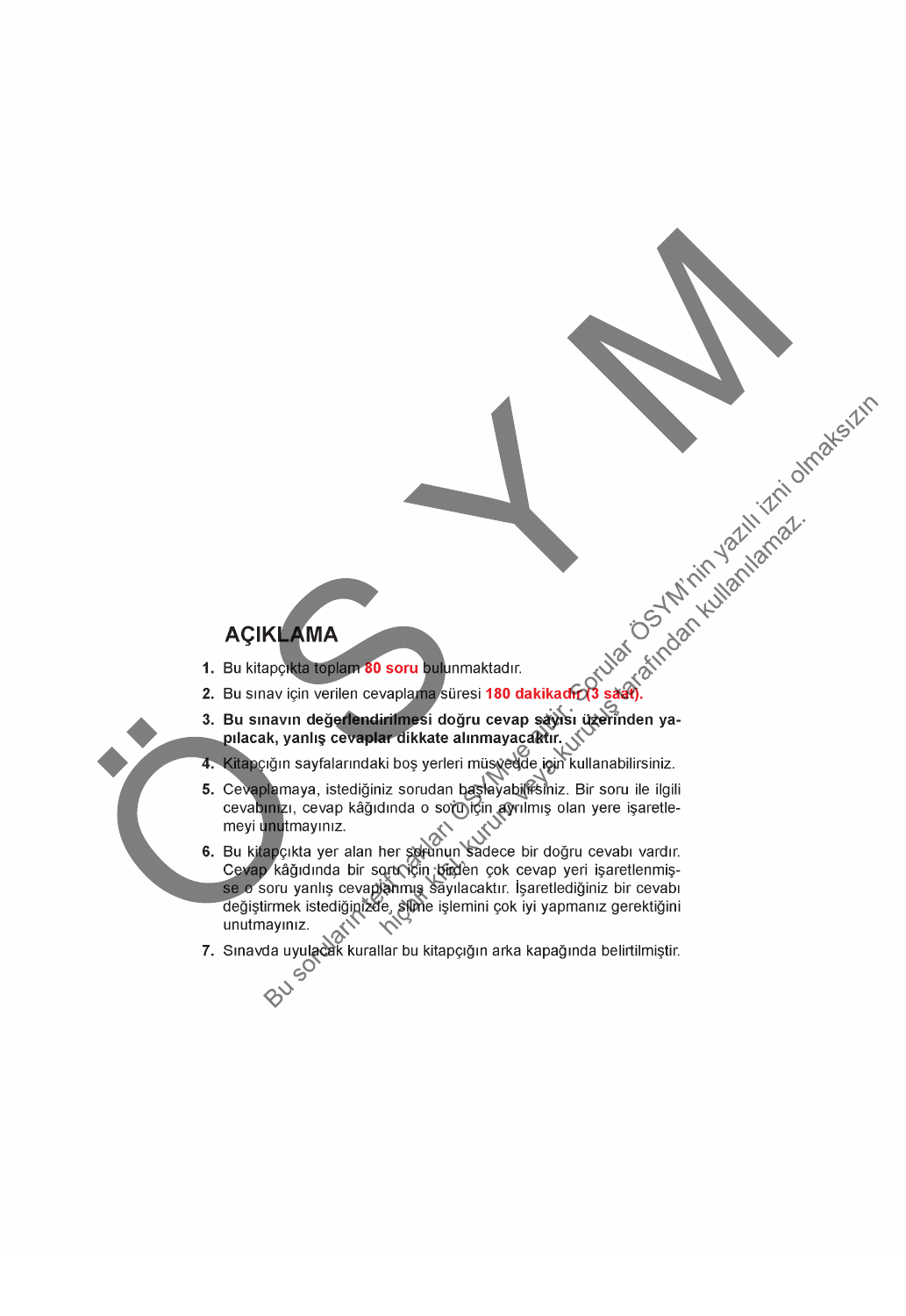## AÇIKLAMA

1. Bu kitapçıkta toplam **80 soru** bulunmaktadır.
2. Bu sınav için verilen cevaplama süresi **180 dakikadır (3 saat).**
3. **Bu sınavın değerlendirilmesi doğru cevap sayısı üzerinden yapılacak, yanlış cevaplar dikkate alınmayacaktır.**
4. Kitapçığın sayfalarındaki boş yerleri müsvedde için kullanabilirsiniz.
5. Cevaplamaya, istediğiniz sorudan başlayabilirsiniz. Bir soru ile ilgili cevabınızı, cevap kâğıdında o soru için ayrılmış olan yere işaretlemeyi unutmayınız.
6. Bu kitapçıkta yer alan her sorunun sadece bir doğru cevabı vardır. Cevap kâğıdında bir soru için birden çok cevap yeri işaretlenmişse o soru yanlış cevaplanmış sayılacaktır. İşaretlediğiniz bir cevabı değiştirmek istediğinizde, silme işlemini çok iyi yapmanız gerektiğini unutmayınız.
7. Sınavda uyulacak kurallar bu kitapçığın arka kapağında belirtilmiştir.

Bu soruların telif hakları ÖSYM'ye aittir. Sorular ÖSYM'nin yazılı izni olmaksızın hiçbir kişi, kurum veya kuruluş tarafından kullanılamaz.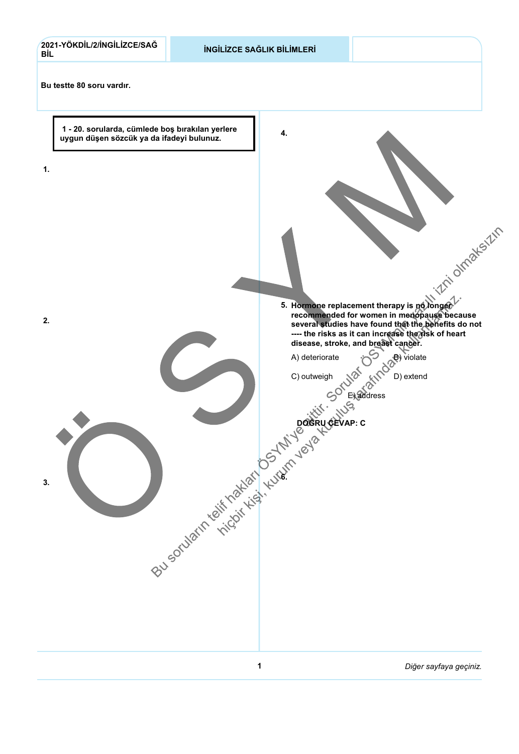Bu testte 80 soru vardır.

**1 - 20. sorularda, cümlede boş bırakılan yerlere uygun düşen sözcük ya da ifadeyi bulunuz.**

1.

2.

3.

4.

5. **Hormone replacement therapy is no longer recommended for women in menopause because several studies have found that the benefits do not ---- the risks as it can increase the risk of heart disease, stroke, and breast cancer.**

A) deteriorate

B) violate

C) outweigh

D) extend

E) address

**DOĞRU CEVAP: C**

6.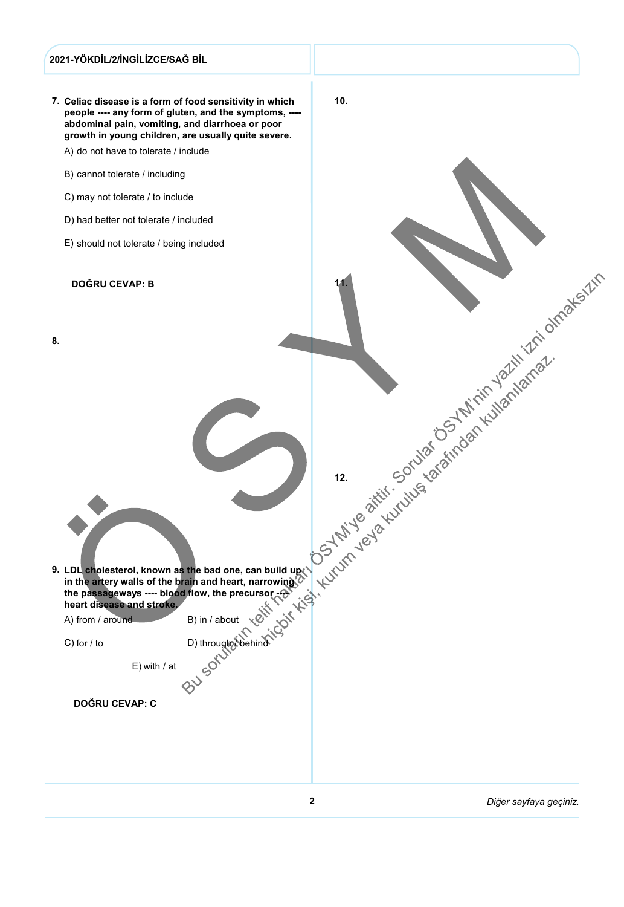**7. Celiac disease is a form of food sensitivity in which people ---- any form of gluten, and the symptoms, ---- abdominal pain, vomiting, and diarrhoea or poor growth in young children, are usually quite severe.**

A) do not have to tolerate / include

B) cannot tolerate / including

C) may not tolerate / to include

D) had better not tolerate / included

E) should not tolerate / being included

**DOĞRU CEVAP: B**

**8.**

**9. LDL cholesterol, known as the bad one, can build up in the artery walls of the brain and heart, narrowing the passageways ---- blood flow, the precursor ---- heart disease and stroke.**

A) from / around

B) in / about

C) for / to

D) through / behind

E) with / at

**DOĞRU CEVAP: C**

**10.**

**11.**

**12.**

Bu soruların telif hakları ÖSYM'ye aittir. Sorular ÖSYM'nin yazılı izni olmaksızın hiçbir kişi, kurum veya kuruluş tarafından kullanılamaz.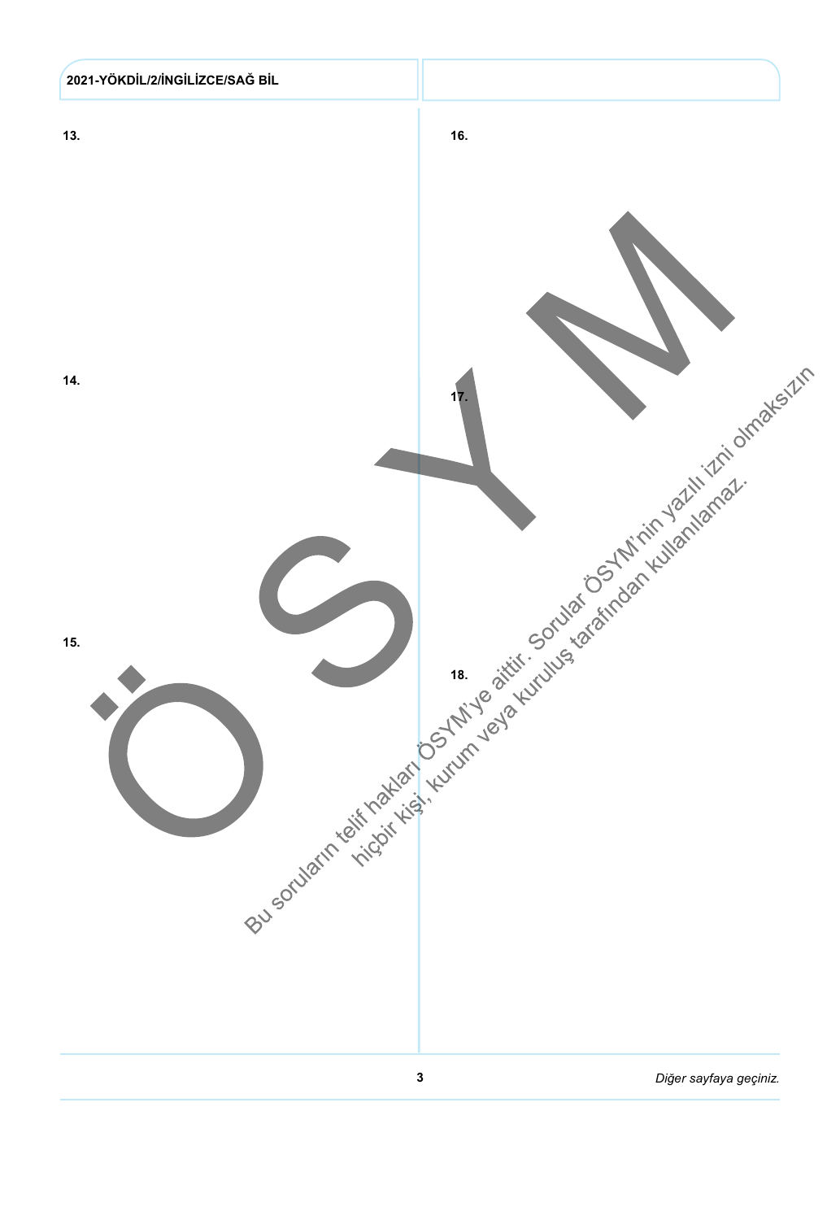13.

14.

15.

16.

17.

18.

Bu soruların telif hakları ÖSYM'ye aittir. Sorular ÖSYM'nin yazılı izni olmaksızın hiçbir kişi, kurum veya kuruluş tarafından kullanılamaz.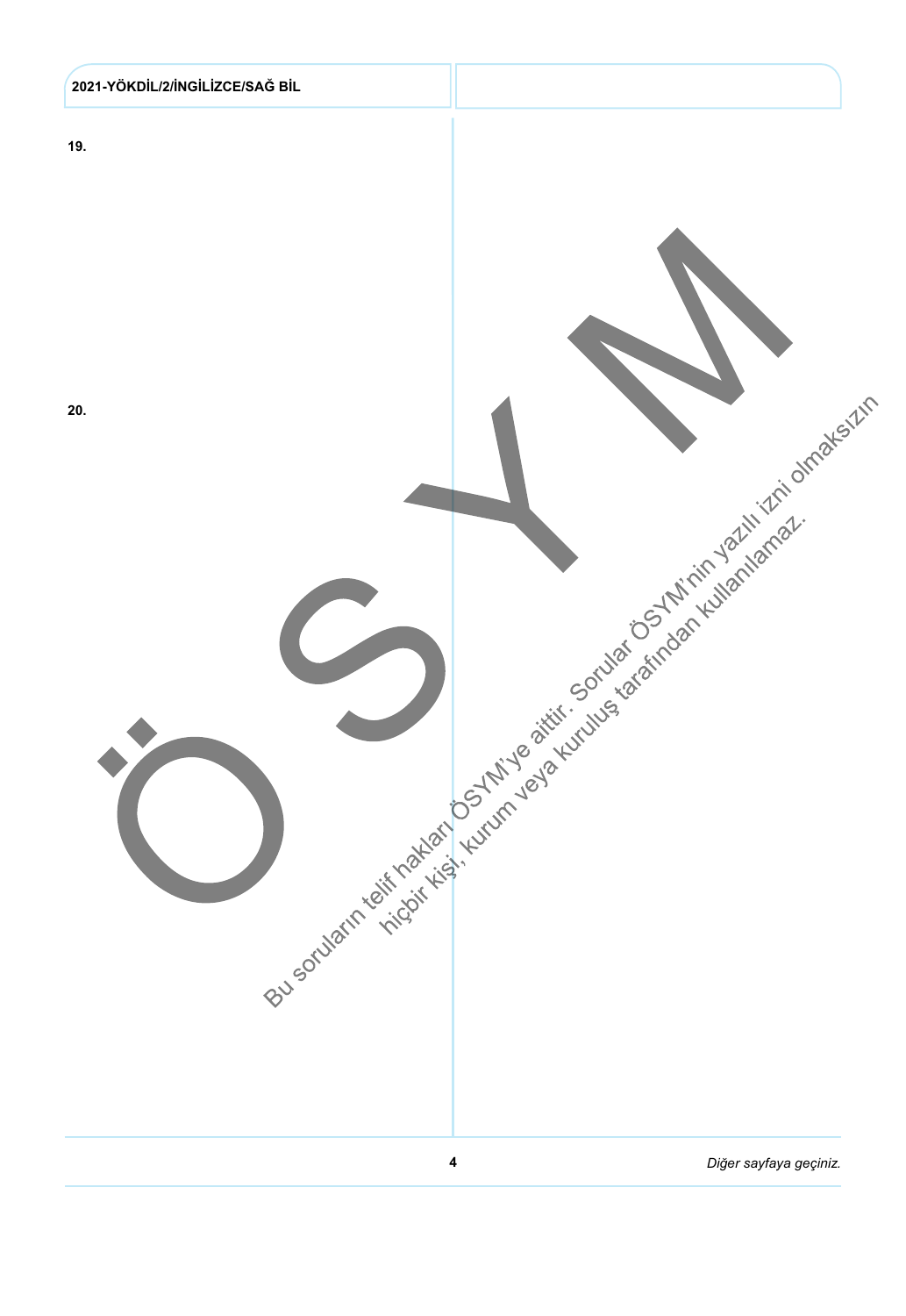19.

20.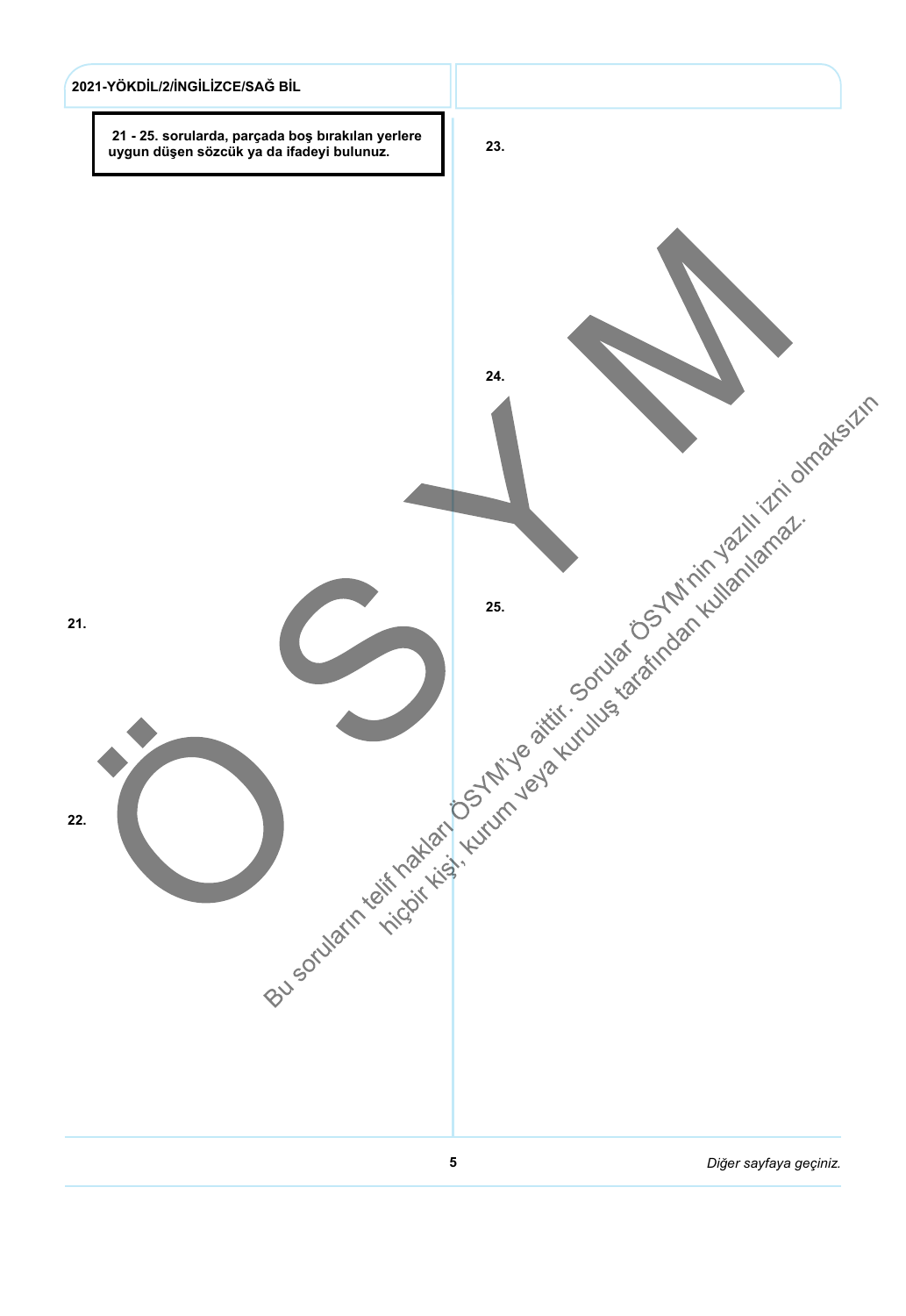**21 - 25. sorularda, parçada boş bırakılan yerlere uygun düşen sözcük ya da ifadeyi bulunuz.**

21.

22.

23.

24.

25.

Bu soruların telif hakları ÖSYM'ye aittir. Sorular ÖSYM'nin yazılı izni olmaksızın hiçbir kişi, kurum veya kuruluş tarafından kullanılamaz.

*Diğer sayfaya geçiniz.*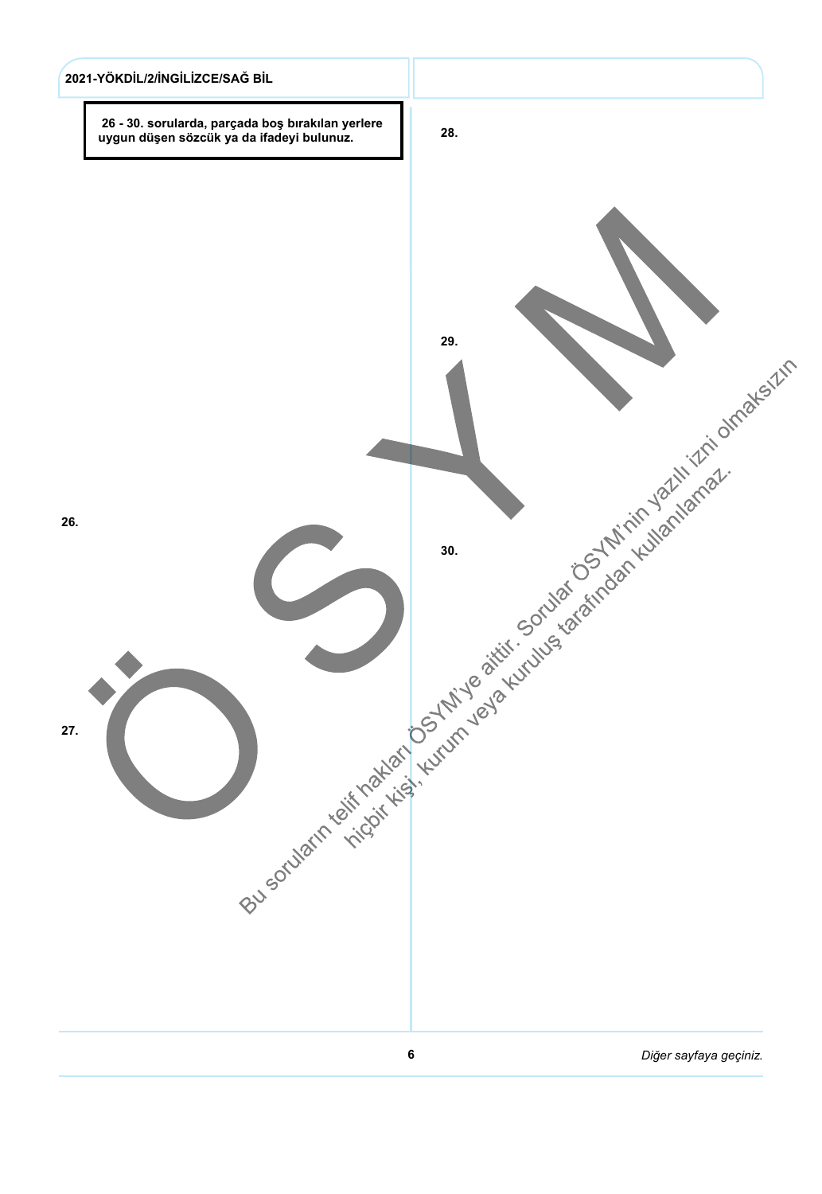**26 - 30. sorularda, parçada boş bırakılan yerlere uygun düşen sözcük ya da ifadeyi bulunuz.**

26.

27.

28.

29.

30.

Bu soruların telif hakları ÖSYM'ye aittir. Sorular ÖSYM'nin yazılı izni olmaksızın hiçbir kişi, kurum veya kuruluş tarafından kullanılamaz.

*Diğer sayfaya geçiniz.*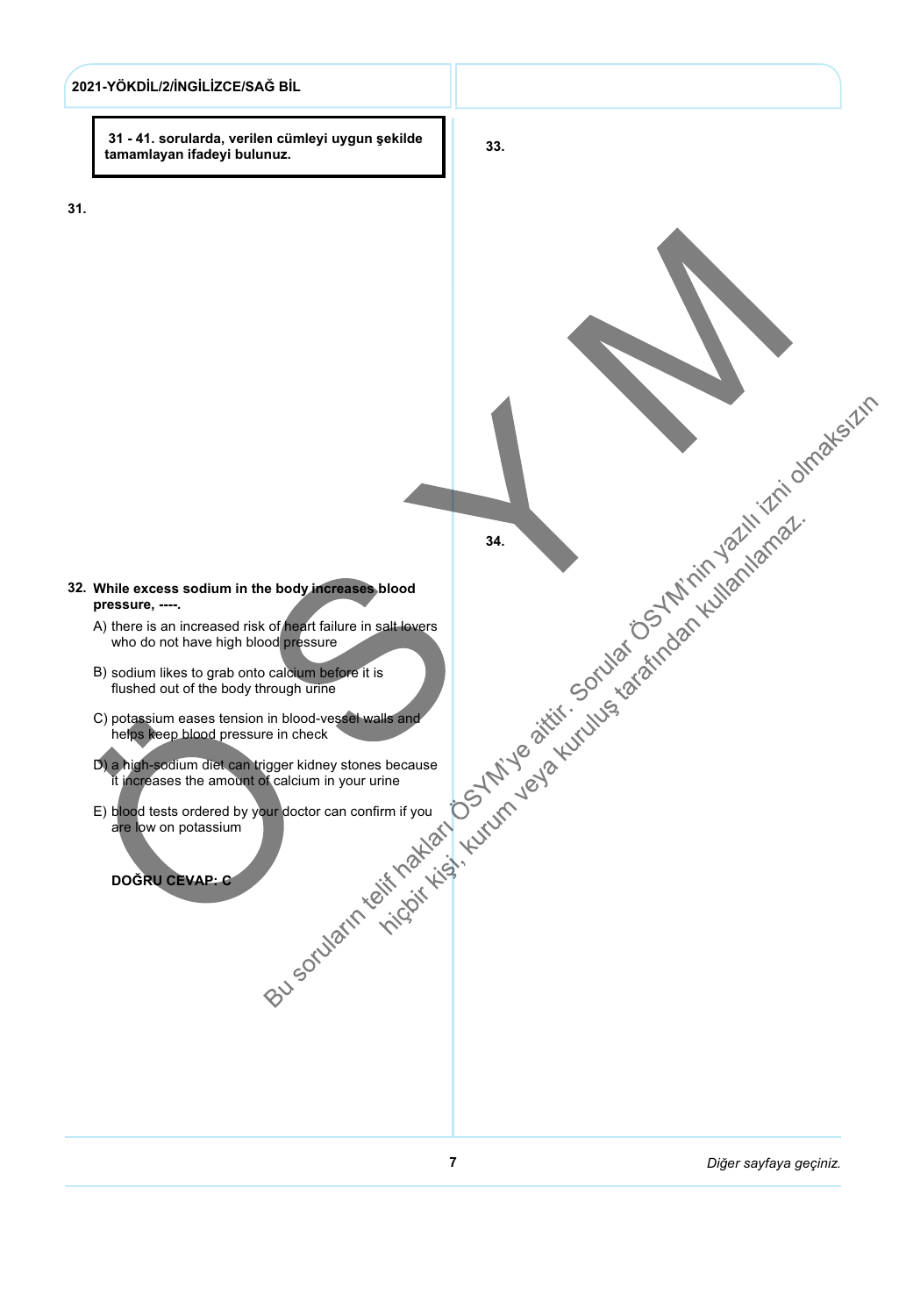**31 - 41. sorularda, verilen cümleyi uygun şekilde tamamlayan ifadeyi bulunuz.**

31.

32. **While excess sodium in the body increases blood pressure, ----.**

A) there is an increased risk of heart failure in salt lovers who do not have high blood pressure

B) sodium likes to grab onto calcium before it is flushed out of the body through urine

C) potassium eases tension in blood-vessel walls and helps keep blood pressure in check

D) a high-sodium diet can trigger kidney stones because it increases the amount of calcium in your urine

E) blood tests ordered by your doctor can confirm if you are low on potassium

**DOĞRU CEVAP: C**

33.

34.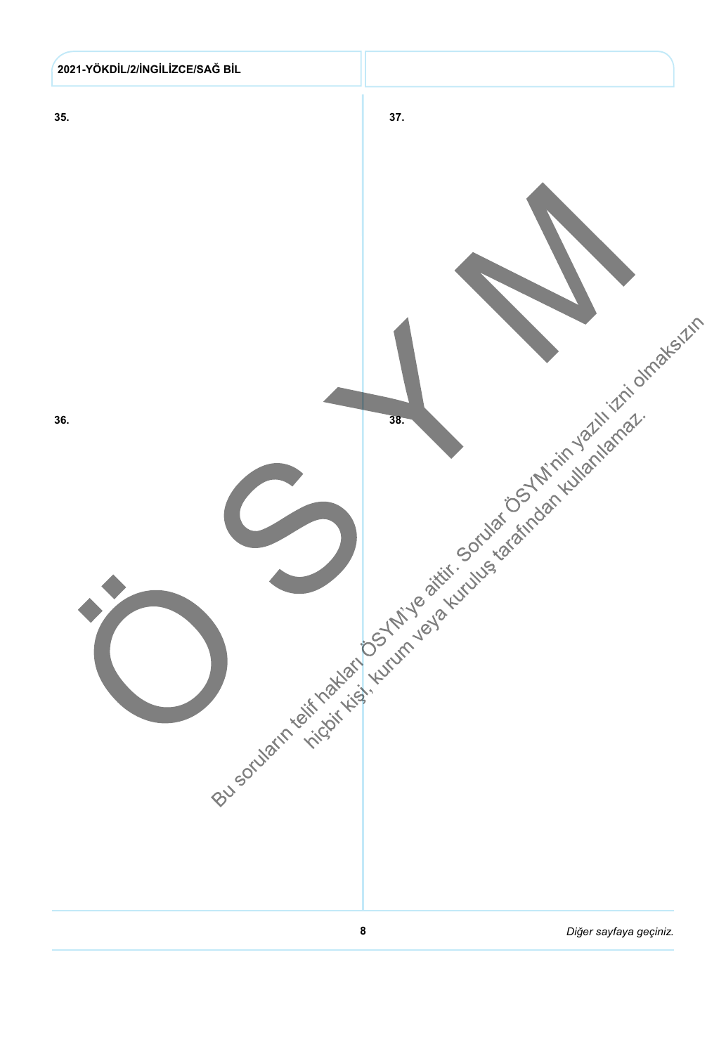35.

36.

37.

38.

Bu soruların telif hakları ÖSYM'ye aittir. Sorular ÖSYM'nin yazılı izni olmaksızın hiçbir kişi, kurum veya kuruluş tarafından kullanılamaz.

*Diğer sayfaya geçiniz.*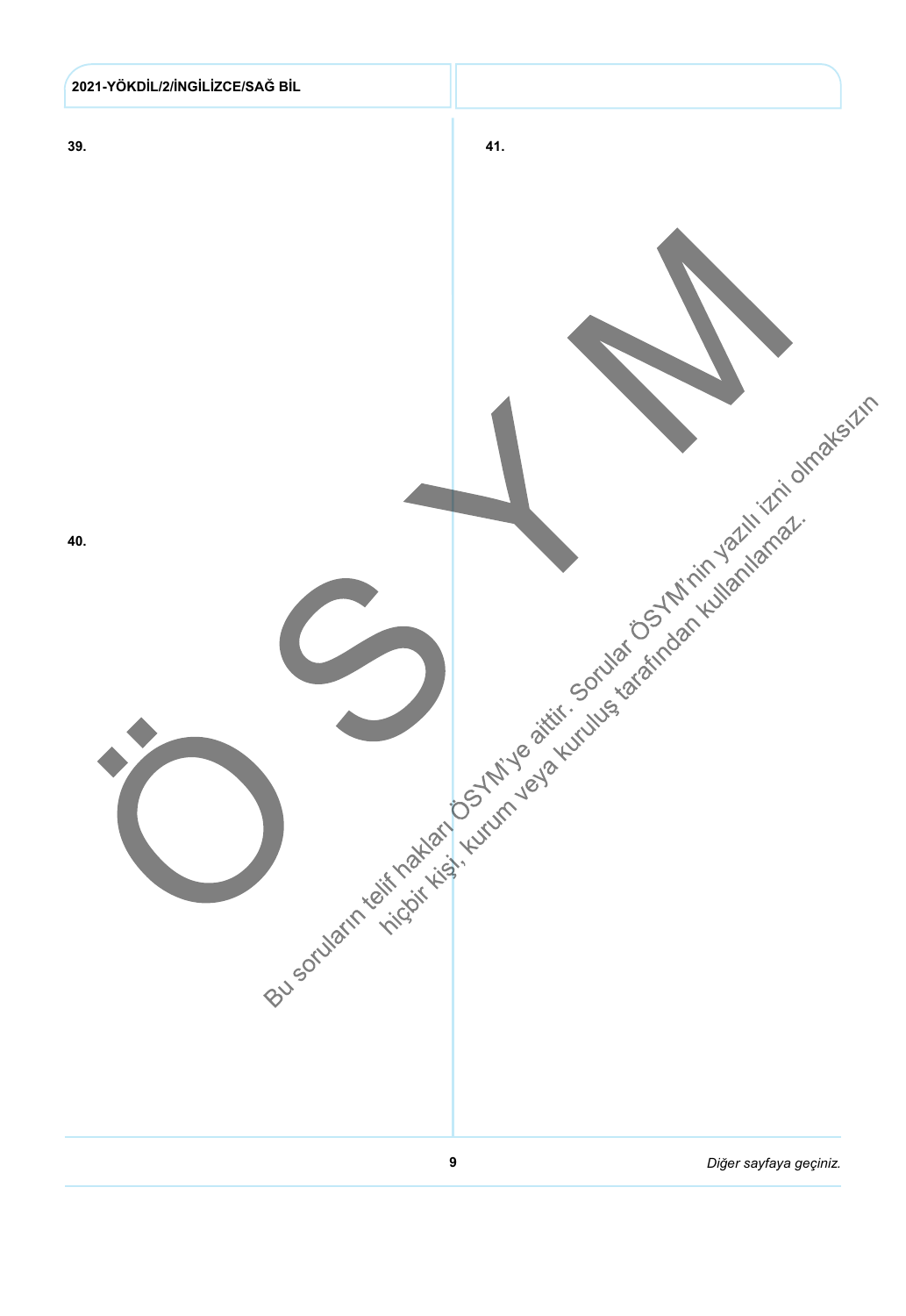39.

40.

41.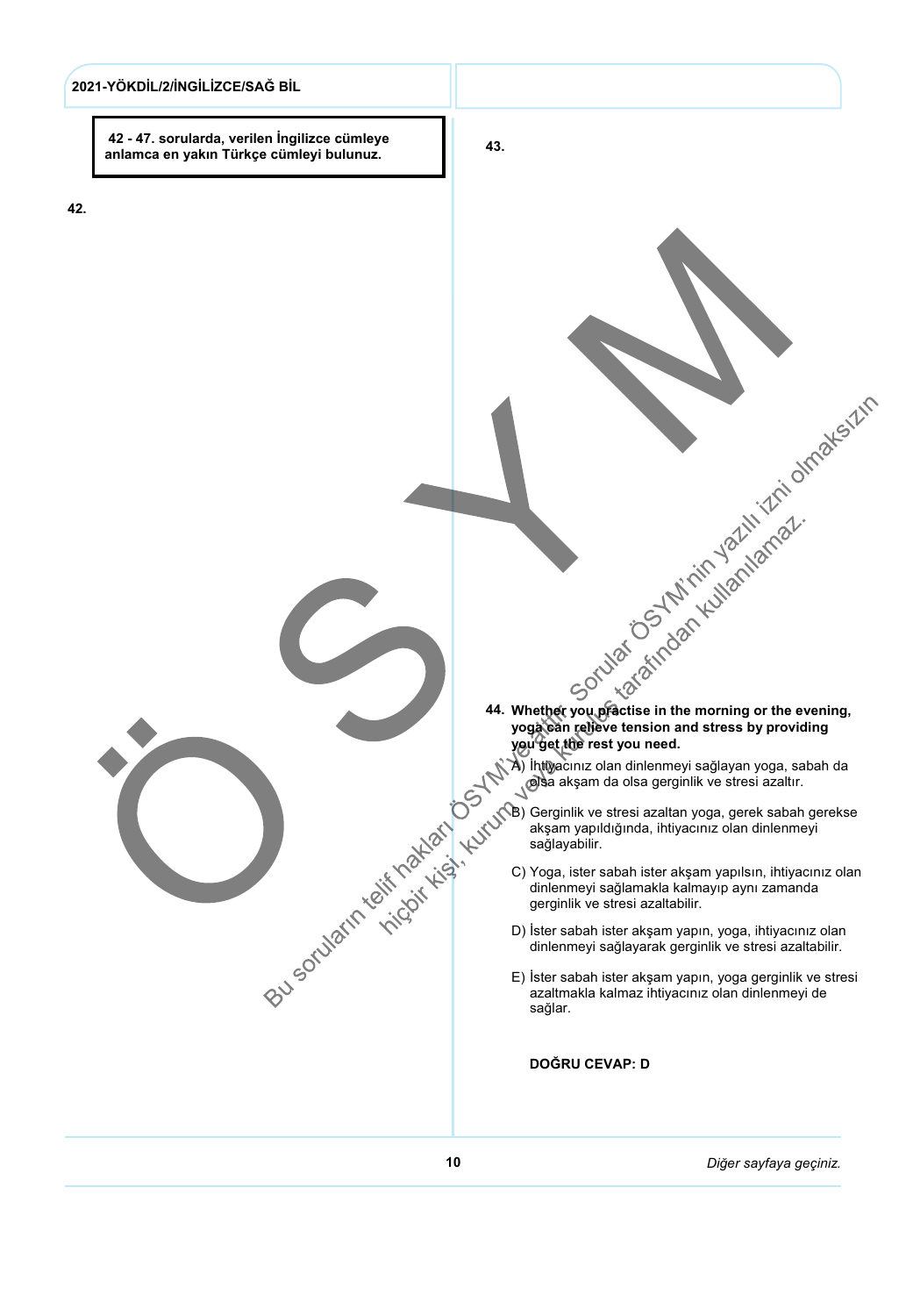**42 - 47. sorularda, verilen İngilizce cümleye anlamca en yakın Türkçe cümleyi bulunuz.**

**42.**

**43.**

**44. Whether you practise in the morning or the evening, yoga can relieve tension and stress by providing you get the rest you need.**

A) İhtiyacınız olan dinlenmeyi sağlayan yoga, sabah da olsa akşam da olsa gerginlik ve stresi azaltır.

B) Gerginlik ve stresi azaltan yoga, gerek sabah gerekse akşam yapıldığında, ihtiyacınız olan dinlenmeyi sağlayabilir.

C) Yoga, ister sabah ister akşam yapılsın, ihtiyacınız olan dinlenmeyi sağlamakla kalmayıp aynı zamanda gerginlik ve stresi azaltabilir.

D) İster sabah ister akşam yapın, yoga, ihtiyacınız olan dinlenmeyi sağlayarak gerginlik ve stresi azaltabilir.

E) İster sabah ister akşam yapın, yoga gerginlik ve stresi azaltmakla kalmaz ihtiyacınız olan dinlenmeyi de sağlar.

**DOĞRU CEVAP: D**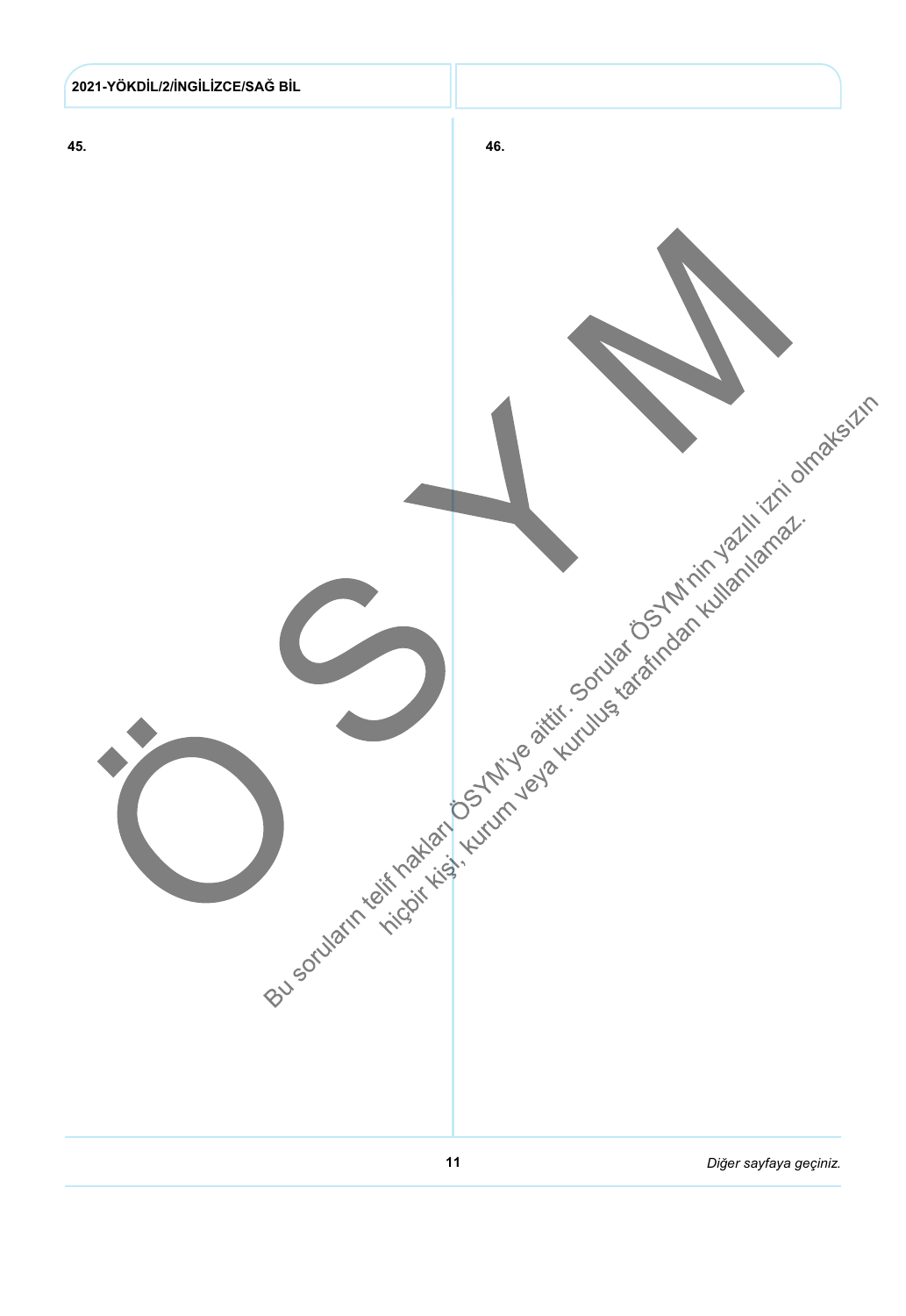45.

46.

Bu soruların telif hakları ÖSYM'ye aittir. Sorular ÖSYM'nin yazılı izni olmaksızın hiçbir kişi, kurum veya kuruluş tarafından kullanılamaz.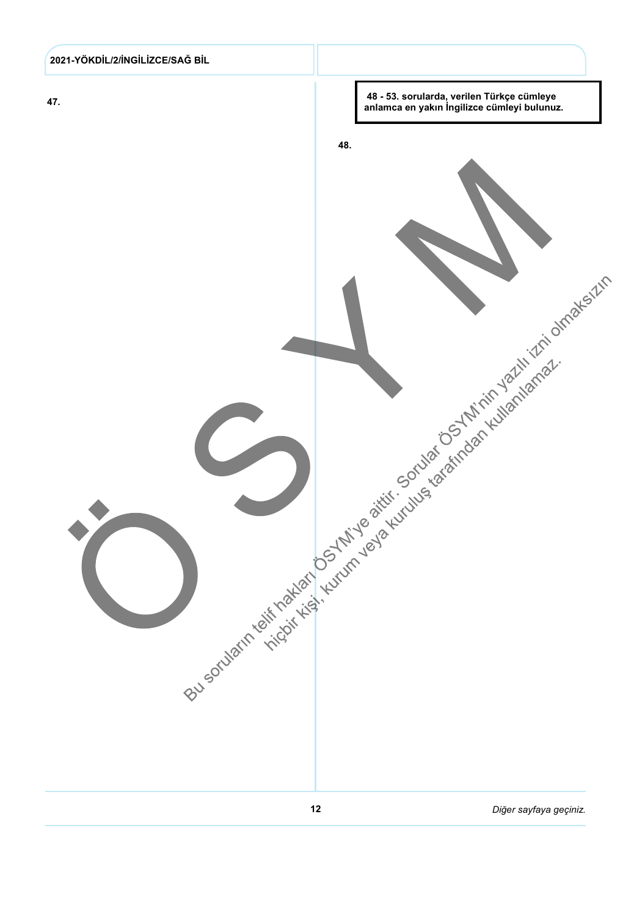47.

**48 - 53. sorularda, verilen Türkçe cümleye anlamca en yakın İngilizce cümleyi bulunuz.**

48.

Bu soruların telif hakları ÖSYM'ye aittir. Sorular ÖSYM'nin yazılı izni olmaksızın hiçbir kişi, kurum veya kuruluş tarafından kullanılamaz.

*Diğer sayfaya geçiniz.*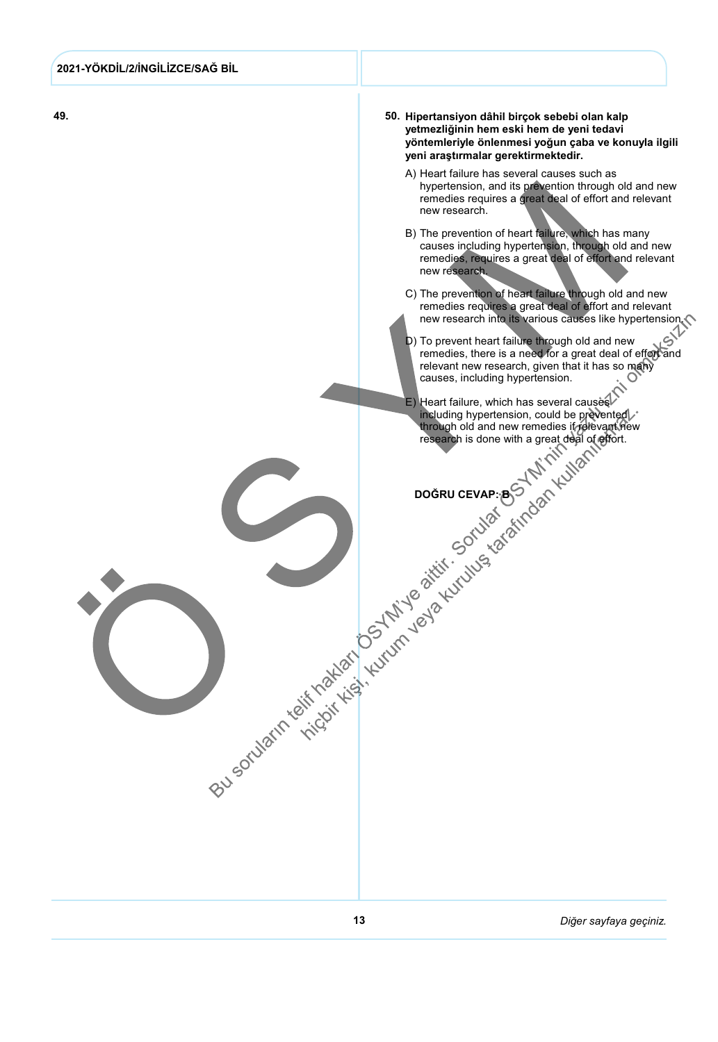**49.**

**50. Hipertansiyon dâhil birçok sebebi olan kalp yetmezliğinin hem eski hem de yeni tedavi yöntemleriyle önlenmesi yoğun çaba ve konuyla ilgili yeni araştırmalar gerektirmektedir.**

A) Heart failure has several causes such as hypertension, and its prevention through old and new remedies requires a great deal of effort and relevant new research.

B) The prevention of heart failure, which has many causes including hypertension, through old and new remedies, requires a great deal of effort and relevant new research.

C) The prevention of heart failure through old and new remedies requires a great deal of effort and relevant new research into its various causes like hypertension.

D) To prevent heart failure through old and new remedies, there is a need for a great deal of effort and relevant new research, given that it has so many causes, including hypertension.

E) Heart failure, which has several causes including hypertension, could be prevented through old and new remedies if relevant new research is done with a great deal of effort.

**DOĞRU CEVAP: B**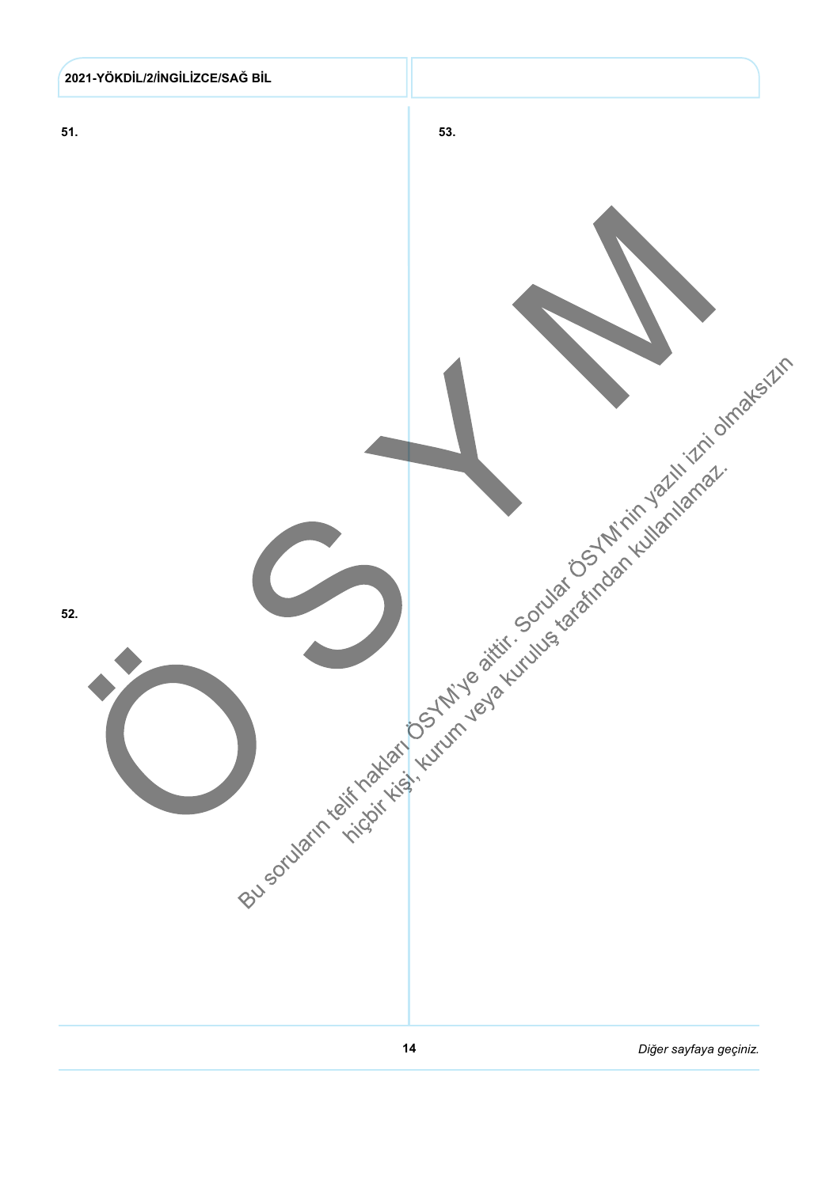51.

53.

52.

Bu soruların telif hakları ÖSYM'ye aittir. Sorular ÖSYM'nin yazılı izni olmaksızın hiçbir kişi, kurum veya kuruluş tarafından kullanılamaz.

*Diğer sayfaya geçiniz.*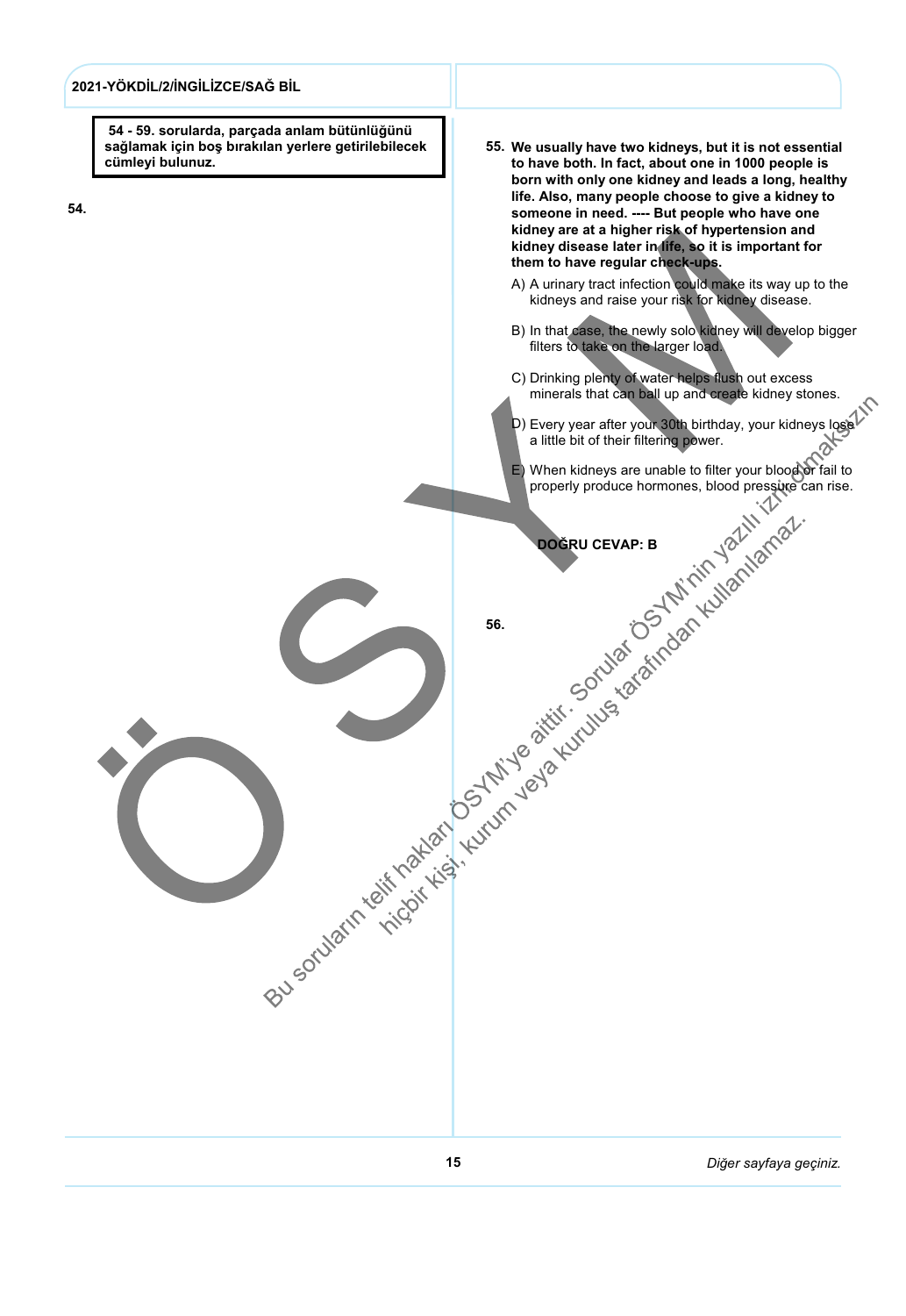**54 - 59. sorularda, parçada anlam bütünlüğünü sağlamak için boş bırakılan yerlere getirilebilecek cümleyi bulunuz.**

**54.**

**55. We usually have two kidneys, but it is not essential to have both. In fact, about one in 1000 people is born with only one kidney and leads a long, healthy life. Also, many people choose to give a kidney to someone in need. ---- But people who have one kidney are at a higher risk of hypertension and kidney disease later in life, so it is important for them to have regular check-ups.**

A) A urinary tract infection could make its way up to the kidneys and raise your risk for kidney disease.

B) In that case, the newly solo kidney will develop bigger filters to take on the larger load.

C) Drinking plenty of water helps flush out excess minerals that can ball up and create kidney stones.

D) Every year after your 30th birthday, your kidneys lose a little bit of their filtering power.

E) When kidneys are unable to filter your blood or fail to properly produce hormones, blood pressure can rise.

**DOĞRU CEVAP: B**

**56.**

Bu soruların telif hakları ÖSYM'ye aittir. Sorular ÖSYM'nin yazılı izni olmaksızın hiçbir kişi, kurum veya kuruluş tarafından kullanılamaz.

*Diğer sayfaya geçiniz.*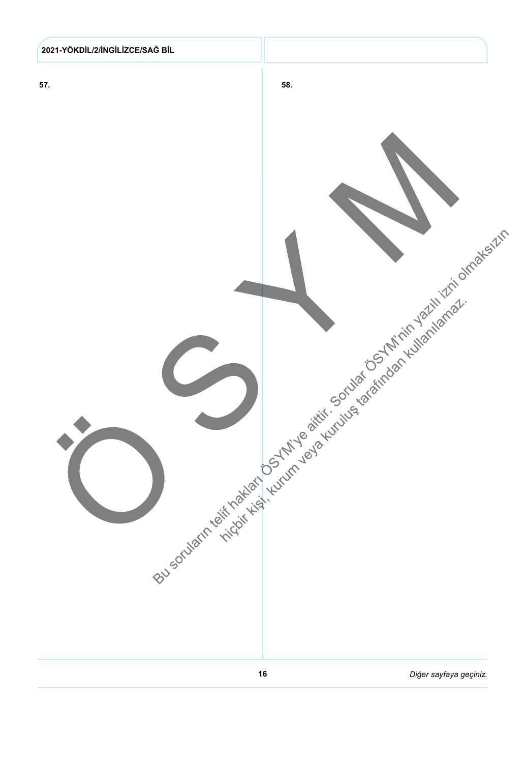57.

58.

Bu soruların telif hakları ÖSYM'ye aittir. Sorular ÖSYM'nin yazılı izni olmaksızın hiçbir kişi, kurum veya kuruluş tarafından kullanılamaz.

*Diğer sayfaya geçiniz.*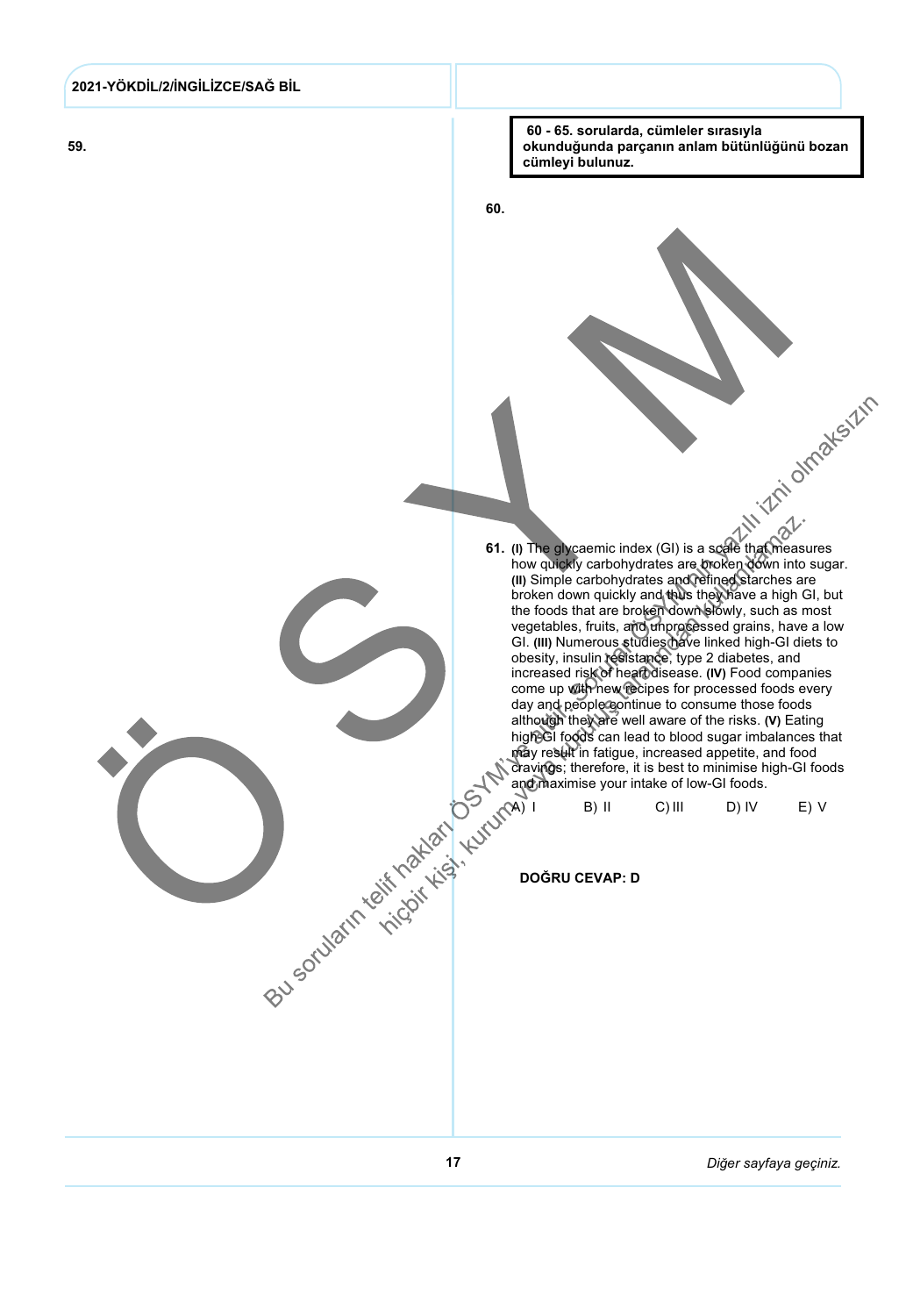**59.**

**60 - 65. sorularda, cümleler sırasıyla okunduğunda parçanın anlam bütünlüğünü bozan cümleyi bulunuz.**

**60.**

**61.** **(I)** The glycaemic index (GI) is a scale that measures how quickly carbohydrates are broken down into sugar. **(II)** Simple carbohydrates and refined starches are broken down quickly and thus they have a high GI, but the foods that are broken down slowly, such as most vegetables, fruits, and unprocessed grains, have a low GI. **(III)** Numerous studies have linked high-GI diets to obesity, insulin resistance, type 2 diabetes, and increased risk of heart disease. **(IV)** Food companies come up with new recipes for processed foods every day and people continue to consume those foods although they are well aware of the risks. **(V)** Eating high-GI foods can lead to blood sugar imbalances that may result in fatigue, increased appetite, and food cravings; therefore, it is best to minimise high-GI foods and maximise your intake of low-GI foods.

A) I B) II C) III D) IV E) V

**DOĞRU CEVAP: D**

Bu soruların telif hakları ÖSYM'ye aittir. Sorular ÖSYM'nin yazılı izni olmaksızın hiçbir kişi, kurum veya kuruluş tarafından kullanılamaz.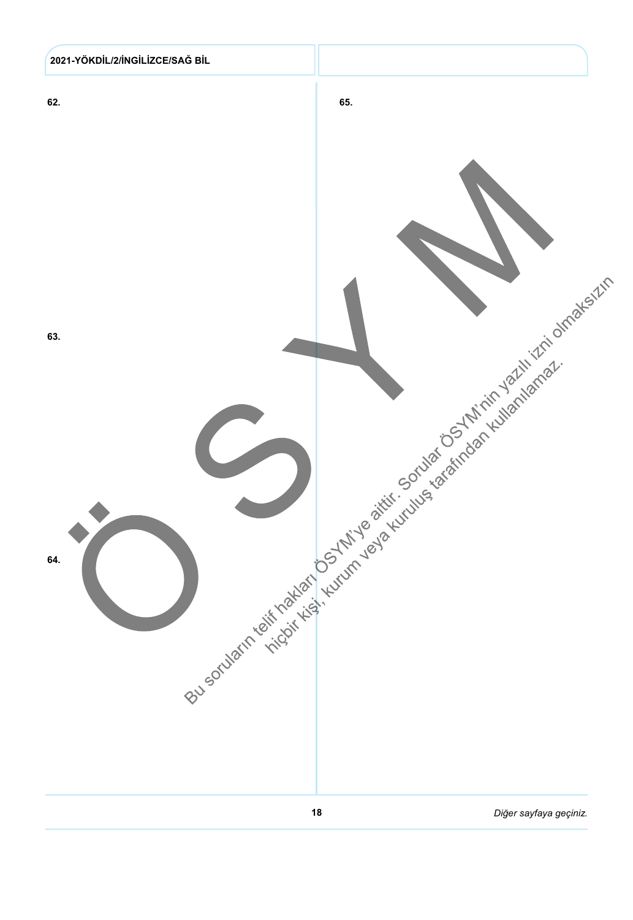62.

63.

64.

65.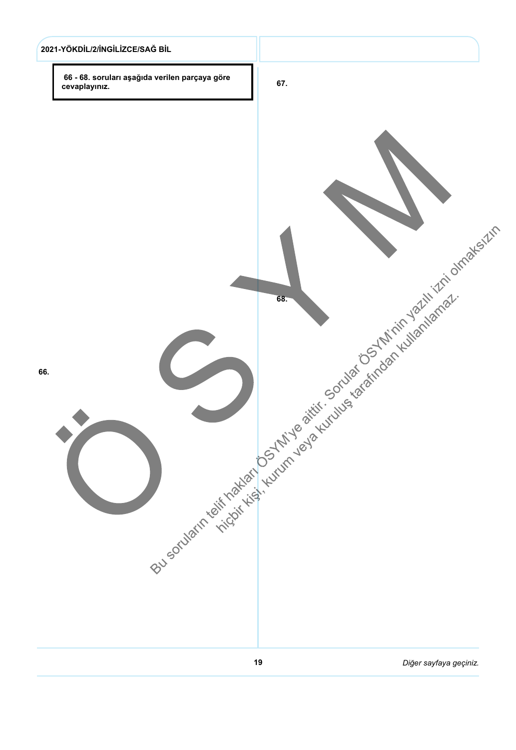**66 - 68. soruları aşağıda verilen parçaya göre cevaplayınız.**

66.

67.

68.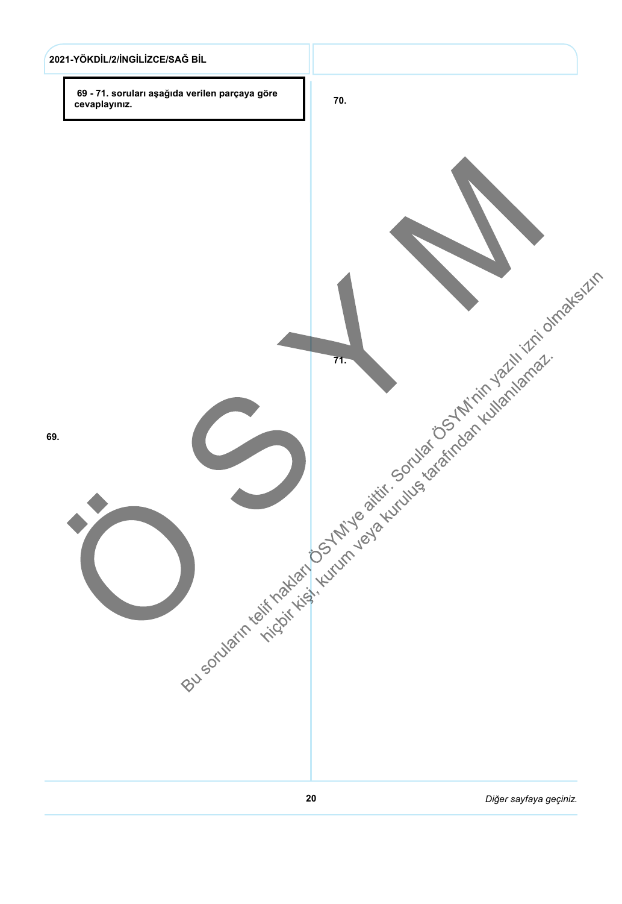**69 - 71. soruları aşağıda verilen parçaya göre cevaplayınız.**

69.

70.

71.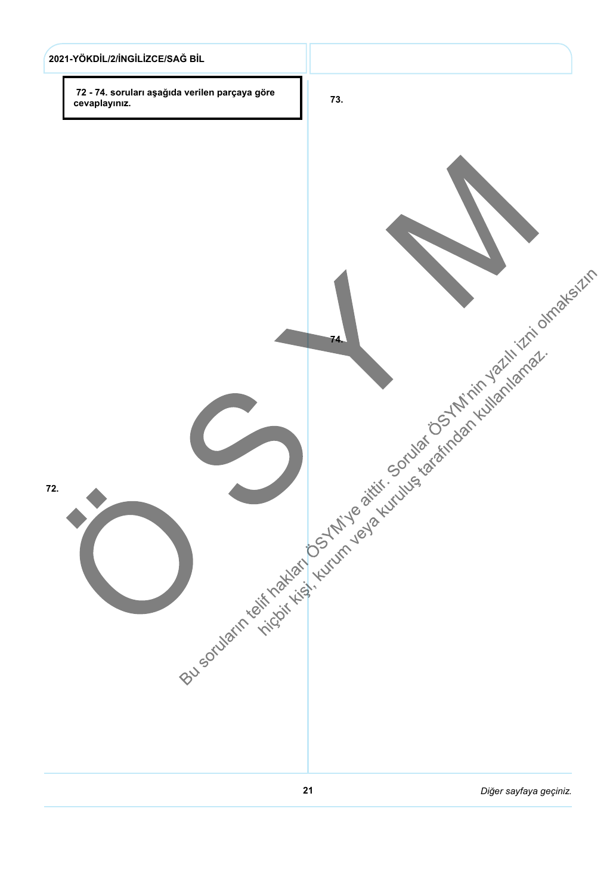**72 - 74. soruları aşağıda verilen parçaya göre cevaplayınız.**

72.

73.

74.

Bu soruların telif hakları ÖSYM'ye aittir. Sorular ÖSYM'nin yazılı izni olmaksızın hiçbir kişi, kurum veya kuruluş tarafından kullanılamaz.

*Diğer sayfaya geçiniz.*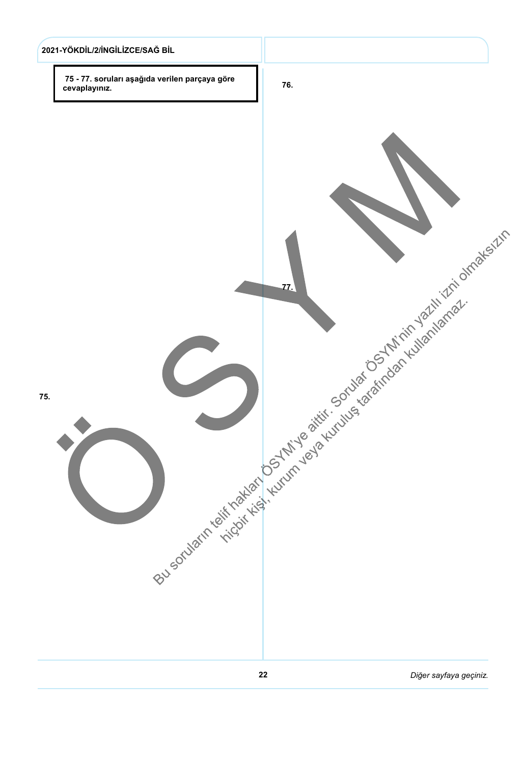**75 - 77. soruları aşağıda verilen parçaya göre cevaplayınız.**

75.

76.

77.

Bu soruların telif hakları ÖSYM'ye aittir. Sorular ÖSYM'nin yazılı izni olmaksızın hiçbir kişi, kurum veya kuruluş tarafından kullanılamaz.

*Diğer sayfaya geçiniz.*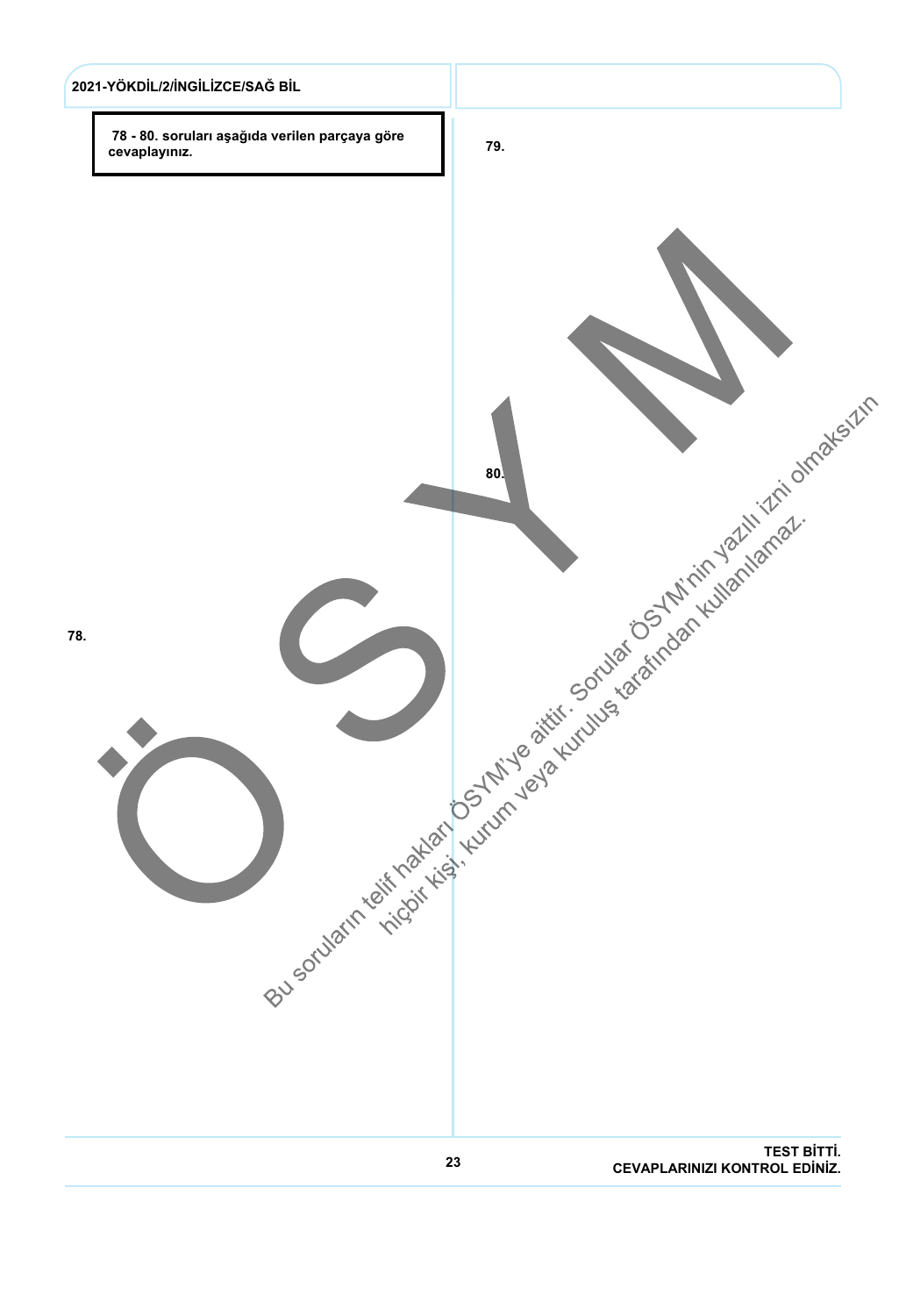**78 - 80. soruları aşağıda verilen parçaya göre cevaplayınız.**

**78.**

**79.**

**80.**

Bu soruların telif hakları ÖSYM'ye aittir. Sorular ÖSYM'nin yazılı izni olmaksızın hiçbir kişi, kurum veya kuruluş tarafından kullanılamaz.

**TEST BİTTİ.**
**CEVAPLARINIZI KONTROL EDİNİZ.**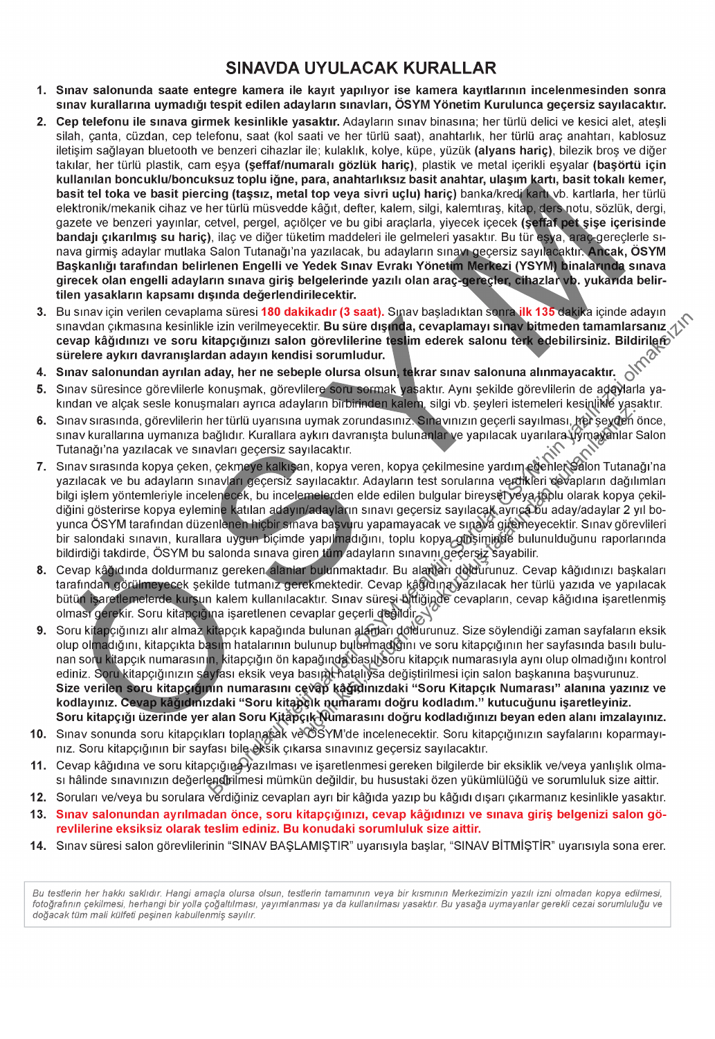# SINAVDA UYULACAK KURALLAR

1. **Sınav salonunda saate entegre kamera ile kayıt yapılıyor ise kamera kayıtlarının incelenmesinden sonra sınav kurallarına uymadığı tespit edilen adayların sınavları, ÖSYM Yönetim Kurulunca geçersiz sayılacaktır.**
2. **Cep telefonu ile sınava girmek kesinlikle yasaktır.** Adayların sınav binasına; her türlü delici ve kesici alet, ateşli silah, çanta, cüzdan, cep telefonu, saat (kol saati ve her türlü saat), anahtarlık, her türlü araç anahtarı, kablosuz iletişim sağlayan bluetooth ve benzeri cihazlar ile; kulaklık, kolye, küpe, yüzük **(alyans hariç)**, bilezik broş ve diğer takılar, her türlü plastik, cam eşya **(şeffaf/numaralı gözlük hariç)**, plastik ve metal içerikli eşyalar **(başörtü için kullanılan boncuklu/boncuksuz toplu iğne, para, anahtarlıksız basit anahtar, ulaşım kartı, basit tokalı kemer, basit tel toka ve basit piercing (taşsız, metal top veya sivri uçlu) hariç)** banka/kredi kartı vb. kartlarla, her türlü elektronik/mekanik cihaz ve her türlü müsvedde kâğıt, defter, kalem, silgi, kalemtıraş, kitap, ders notu, sözlük, dergi, gazete ve benzeri yayınlar, cetvel, pergel, açıölçer ve bu gibi araçlarla, yiyecek içecek **(şeffaf pet şişe içerisinde bandajı çıkarılmış su hariç)**, ilaç ve diğer tüketim maddeleri ile gelmeleri yasaktır. Bu tür eşya, araç-gereçlerle sınava girmiş adaylar mutlaka Salon Tutanağı'na yazılacak, bu adayların sınavı geçersiz sayılacaktır. **Ancak, ÖSYM Başkanlığı tarafından belirlenen Engelli ve Yedek Sınav Evrakı Yönetim Merkezi (YSYM) binalarında sınava girecek olan engelli adayların sınava giriş belgelerinde yazılı olan araç-gereçler, cihazlar vb. yukarıda belirtilen yasakların kapsamı dışında değerlendirilecektir.**
3. Bu sınav için verilen cevaplama süresi **180 dakikadır (3 saat).** Sınav başladıktan sonra **ilk 135** dakika içinde adayın sınavdan çıkmasına kesinlikle izin verilmeyecektir. **Bu süre dışında, cevaplamayı sınav bitmeden tamamlarsanız cevap kâğıdınızı ve soru kitapçığınızı salon görevlilerine teslim ederek salonu terk edebilirsiniz. Bildirilen sürelere aykırı davranışlardan adayın kendisi sorumludur.**
4. **Sınav salonundan ayrılan aday, her ne sebeple olursa olsun, tekrar sınav salonuna alınmayacaktır.**
5. Sınav süresince görevlilerle konuşmak, görevlilere soru sormak yasaktır. Aynı şekilde görevlilerin de adaylarla yakından ve alçak sesle konuşmaları ayrıca adayların birbirinden kalem, silgi vb. şeyleri istemeleri kesinlikle yasaktır.
6. Sınav sırasında, görevlilerin her türlü uyarısına uymak zorundasınız. Sınavınızın geçerli sayılması, her şeyden önce, sınav kurallarına uymanıza bağlıdır. Kurallara aykırı davranışta bulunanlar ve yapılacak uyarılara uymayanlar Salon Tutanağı'na yazılacak ve sınavları geçersiz sayılacaktır.
7. Sınav sırasında kopya çeken, çekmeye kalkışan, kopya veren, kopya çekilmesine yardım edenler Salon Tutanağı'na yazılacak ve bu adayların sınavları geçersiz sayılacaktır. Adayların test sorularına verdikleri cevapların dağılımları bilgi işlem yöntemleriyle incelenecek, bu incelemelerden elde edilen bulgular bireysel veya toplu olarak kopya çekildiğini gösterirse kopya eylemine katılan adayın/adayların sınavı geçersiz sayılacak ayrıca bu aday/adaylar 2 yıl boyunca ÖSYM tarafından düzenlenen hiçbir sınava başvuru yapamayacak ve sınava giremeyecektir. Sınav görevlileri bir salondaki sınavın, kurallara uygun biçimde yapılmadığını, toplu kopya girişiminde bulunulduğunu raporlarında bildirdiği takdirde, ÖSYM bu salonda sınava giren tüm adayların sınavını geçersiz sayabilir.
8. Cevap kâğıdında doldurmanız gereken alanlar bulunmaktadır. Bu alanları doldurunuz. Cevap kâğıdınızı başkaları tarafından görülmeyecek şekilde tutmanız gerekmektedir. Cevap kâğıdına yazılacak her türlü yazıda ve yapılacak bütün işaretlemelerde kurşun kalem kullanılacaktır. Sınav süresi bitiğinde cevapların, cevap kâğıdına işaretlenmiş olması gerekir. Soru kitapçığına işaretlenen cevaplar geçerli değildir.
9. Soru kitapçığınızı alır almaz kitapçık kapağında bulunan alanları doldurunuz. Size söylendiği zaman sayfaların eksik olup olmadığını, kitapçıkta basım hatalarının bulunup bulunmadığını ve soru kitapçığının her sayfasında basılı bulunan soru kitapçık numarasının, kitapçığın ön kapağında basılı soru kitapçık numarasıyla aynı olup olmadığını kontrol ediniz. Soru kitapçığınızın sayfası eksik veya basımı hatalıysa değiştirilmesi için salon başkanına başvurunuz. **Size verilen soru kitapçığının numarasını cevap kâğıdınızdaki "Soru Kitapçık Numarası" alanına yazınız ve kodlayınız. Cevap kâğıdınızdaki "Soru kitapçık numaramı doğru kodladım." kutucuğunu işaretleyiniz. Soru kitapçığı üzerinde yer alan Soru Kitapçık Numarasını doğru kodladığınızı beyan eden alanı imzalayınız.**
10. Sınav sonunda soru kitapçıkları toplanacak ve ÖSYM'de incelenecektir. Soru kitapçığınızın sayfalarını koparmayınız. Soru kitapçığının bir sayfası bile eksik çıkarsa sınavınız geçersiz sayılacaktır.
11. Cevap kâğıdına ve soru kitapçığına yazılması ve işaretlenmesi gereken bilgilerde bir eksiklik ve/veya yanlışlık olması hâlinde sınavınızın değerlendirilmesi mümkün değildir, bu hususta özen yükümlülüğü ve sorumluluk size aittir.
12. Soruları ve/veya bu sorulara verdiğiniz cevapları ayrı bir kâğıda yazıp bu kâğıdı dışarı çıkarmanız kesinlikle yasaktır.
13. **Sınav salonundan ayrılmadan önce, soru kitapçığınızı, cevap kâğıdınızı ve sınava giriş belgenizi salon görevlilerine eksiksiz olarak teslim ediniz. Bu konudaki sorumluluk size aittir.**
14. Sınav süresi salon görevlilerinin "SINAV BAŞLAMIŞTIR" uyarısıyla başlar, "SINAV BİTMİŞTİR" uyarısıyla sona erer.

*Bu testlerin her hakkı saklıdır. Hangi amaçla olursa olsun, testlerin tamamının veya bir kısmının Merkezimizin yazılı izni olmadan kopya edilmesi, fotoğrafının çekilmesi, herhangi bir yolla çoğaltılması, yayımlanması ya da kullanılması yasaktır. Bu yasağa uymayanlar gerekli cezai sorumluluğu ve doğacak tüm mali külfeti peşinen kabullenmiş sayılır.*